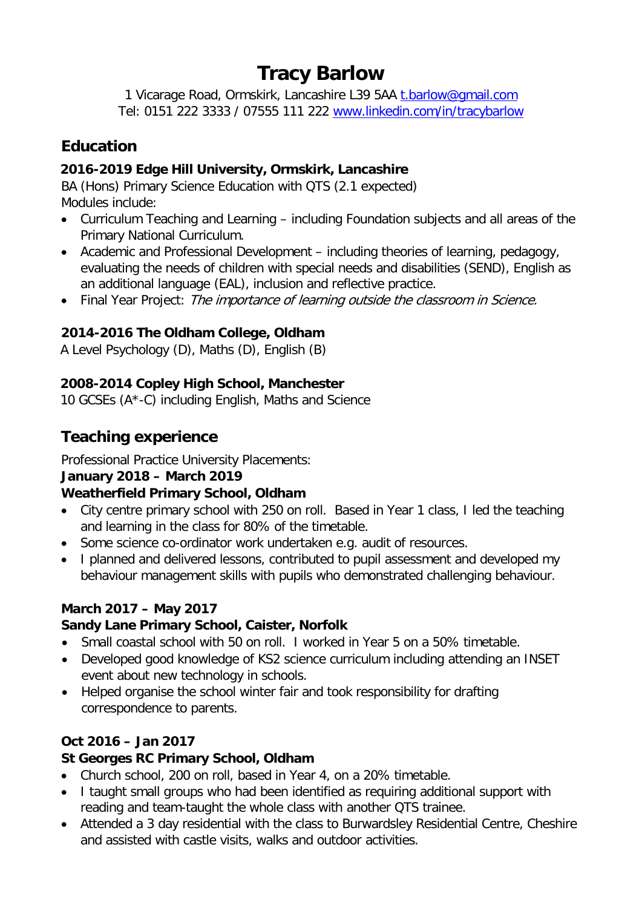# Tracy Barlow

1 Vicarage Road, Ormskirk, Lancashire L39 5AA [t.barlow@gmail.com](mailto:t.barlow@gmail.com)
Tel: 0151 222 3333 / 07555 111 222 [www.linkedin.com/in/tracybarlow](http://www.linkedin.com/in/tracybarlow)

## Education

**2016-2019 Edge Hill University, Ormskirk, Lancashire**

BA (Hons) Primary Science Education with QTS (2.1 expected)
Modules include:

- Curriculum Teaching and Learning – including Foundation subjects and all areas of the Primary National Curriculum.
- Academic and Professional Development – including theories of learning, pedagogy, evaluating the needs of children with special needs and disabilities (SEND), English as an additional language (EAL), inclusion and reflective practice.
- Final Year Project: *The importance of learning outside the classroom in Science.*

**2014-2016 The Oldham College, Oldham**

A Level Psychology (D), Maths (D), English (B)

**2008-2014 Copley High School, Manchester**

10 GCSEs (A*-C) including English, Maths and Science

## Teaching experience

Professional Practice University Placements:

**January 2018 – March 2019**
**Weatherfield Primary School, Oldham**

- City centre primary school with 250 on roll. Based in Year 1 class, I led the teaching and learning in the class for 80% of the timetable.
- Some science co-ordinator work undertaken e.g. audit of resources.
- I planned and delivered lessons, contributed to pupil assessment and developed my behaviour management skills with pupils who demonstrated challenging behaviour.

**March 2017 – May 2017**
**Sandy Lane Primary School, Caister, Norfolk**

- Small coastal school with 50 on roll. I worked in Year 5 on a 50% timetable.
- Developed good knowledge of KS2 science curriculum including attending an INSET event about new technology in schools.
- Helped organise the school winter fair and took responsibility for drafting correspondence to parents.

**Oct 2016 – Jan 2017**
**St Georges RC Primary School, Oldham**

- Church school, 200 on roll, based in Year 4, on a 20% timetable.
- I taught small groups who had been identified as requiring additional support with reading and team-taught the whole class with another QTS trainee.
- Attended a 3 day residential with the class to Burwardsley Residential Centre, Cheshire and assisted with castle visits, walks and outdoor activities.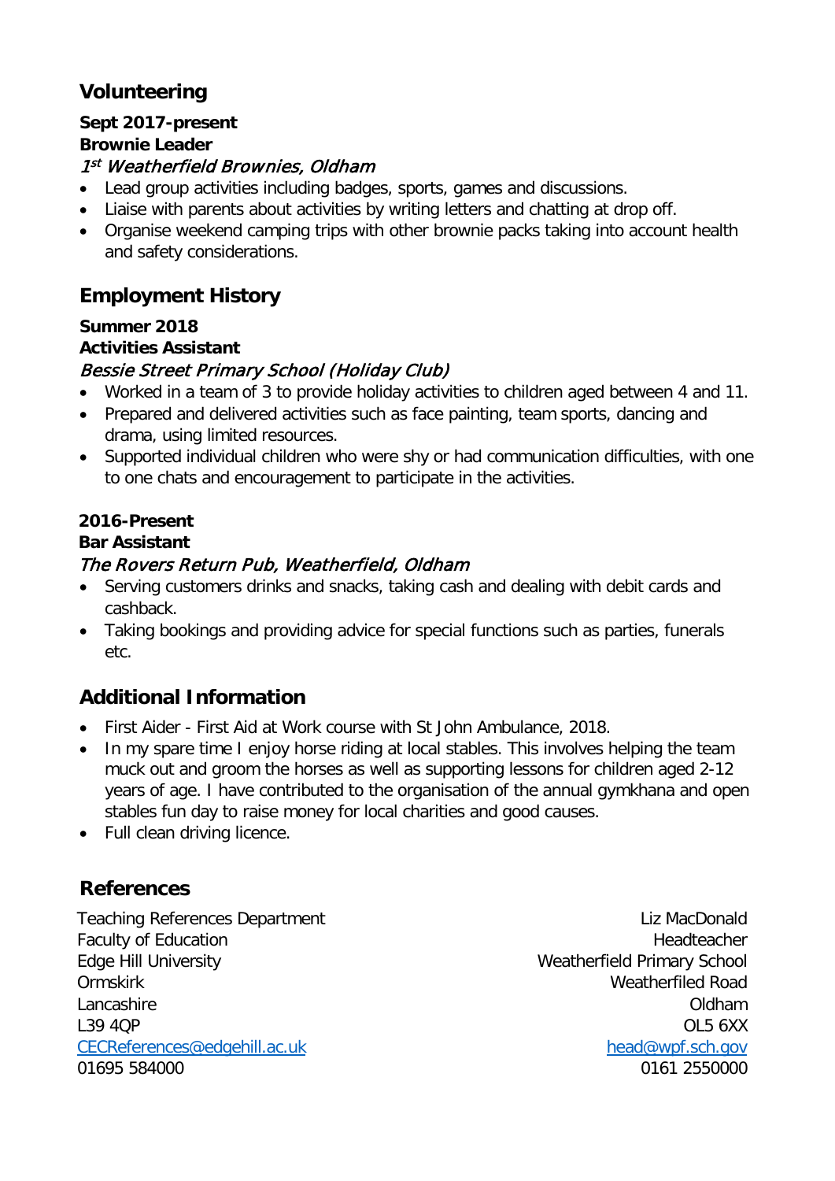## Volunteering

**Sept 2017-present**
**Brownie Leader**
*1st Weatherfield Brownies, Oldham*

- Lead group activities including badges, sports, games and discussions.
- Liaise with parents about activities by writing letters and chatting at drop off.
- Organise weekend camping trips with other brownie packs taking into account health and safety considerations.

## Employment History

**Summer 2018**
**Activities Assistant**
*Bessie Street Primary School (Holiday Club)*

- Worked in a team of 3 to provide holiday activities to children aged between 4 and 11.
- Prepared and delivered activities such as face painting, team sports, dancing and drama, using limited resources.
- Supported individual children who were shy or had communication difficulties, with one to one chats and encouragement to participate in the activities.

**2016-Present**
**Bar Assistant**
*The Rovers Return Pub, Weatherfield, Oldham*

- Serving customers drinks and snacks, taking cash and dealing with debit cards and cashback.
- Taking bookings and providing advice for special functions such as parties, funerals etc.

## Additional Information

- First Aider - First Aid at Work course with St John Ambulance, 2018.
- In my spare time I enjoy horse riding at local stables. This involves helping the team muck out and groom the horses as well as supporting lessons for children aged 2-12 years of age. I have contributed to the organisation of the annual gymkhana and open stables fun day to raise money for local charities and good causes.
- Full clean driving licence.

## References

Teaching References Department
Faculty of Education
Edge Hill University
Ormskirk
Lancashire
L39 4QP
CECReferences@edgehill.ac.uk
01695 584000

Liz MacDonald
Headteacher
Weatherfield Primary School
Weatherfiled Road
Oldham
OL5 6XX
head@wpf.sch.gov
0161 2550000